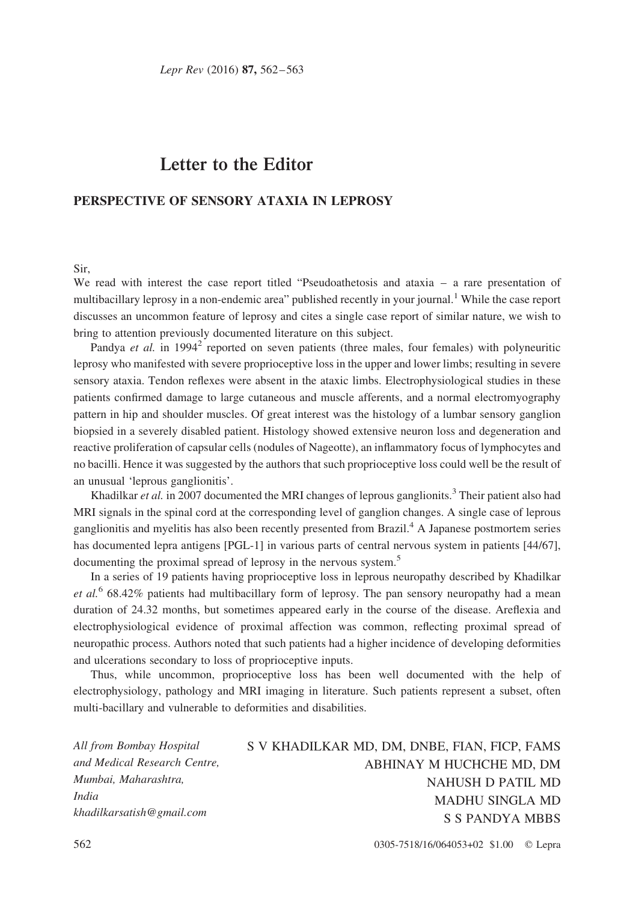# Letter to the Editor

## PERSPECTIVE OF SENSORY ATAXIA IN LEPROSY

Sir,

We read with interest the case report titled "Pseudoathetosis and ataxia – a rare presentation of multibacillary leprosy in a non-endemic area" published recently in your journal.[1] While the case report discusses an uncommon feature of leprosy and cites a single case report of similar nature, we wish to bring to attention previously documented literature on this subject.

Pandya *et al.* in 1994[2] reported on seven patients (three males, four females) with polyneuritic leprosy who manifested with severe proprioceptive loss in the upper and lower limbs; resulting in severe sensory ataxia. Tendon reflexes were absent in the ataxic limbs. Electrophysiological studies in these patients confirmed damage to large cutaneous and muscle afferents, and a normal electromyography pattern in hip and shoulder muscles. Of great interest was the histology of a lumbar sensory ganglion biopsied in a severely disabled patient. Histology showed extensive neuron loss and degeneration and reactive proliferation of capsular cells (nodules of Nageotte), an inflammatory focus of lymphocytes and no bacilli. Hence it was suggested by the authors that such proprioceptive loss could well be the result of an unusual 'leprous ganglionitis'.

Khadilkar *et al.* in 2007 documented the MRI changes of leprous ganglionits.[3] Their patient also had MRI signals in the spinal cord at the corresponding level of ganglion changes. A single case of leprous ganglionitis and myelitis has also been recently presented from Brazil.[4] A Japanese postmortem series has documented lepra antigens [PGL-1] in various parts of central nervous system in patients [44/67], documenting the proximal spread of leprosy in the nervous system.[5]

In a series of 19 patients having proprioceptive loss in leprous neuropathy described by Khadilkar *et al.*[6] 68.42% patients had multibacillary form of leprosy. The pan sensory neuropathy had a mean duration of 24.32 months, but sometimes appeared early in the course of the disease. Areflexia and electrophysiological evidence of proximal affection was common, reflecting proximal spread of neuropathic process. Authors noted that such patients had a higher incidence of developing deformities and ulcerations secondary to loss of proprioceptive inputs.

Thus, while uncommon, proprioceptive loss has been well documented with the help of electrophysiology, pathology and MRI imaging in literature. Such patients represent a subset, often multi-bacillary and vulnerable to deformities and disabilities.

*All from Bombay Hospital and Medical Research Centre, Mumbai, Maharashtra, India*
*khadilkarsatish@gmail.com*

S V KHADILKAR MD, DM, DNBE, FIAN, FICP, FAMS
ABHINAY M HUCHCHE MD, DM
NAHUSH D PATIL MD
MADHU SINGLA MD
S S PANDYA MBBS

0305-7518/16/064053+02 $1.00 © Lepra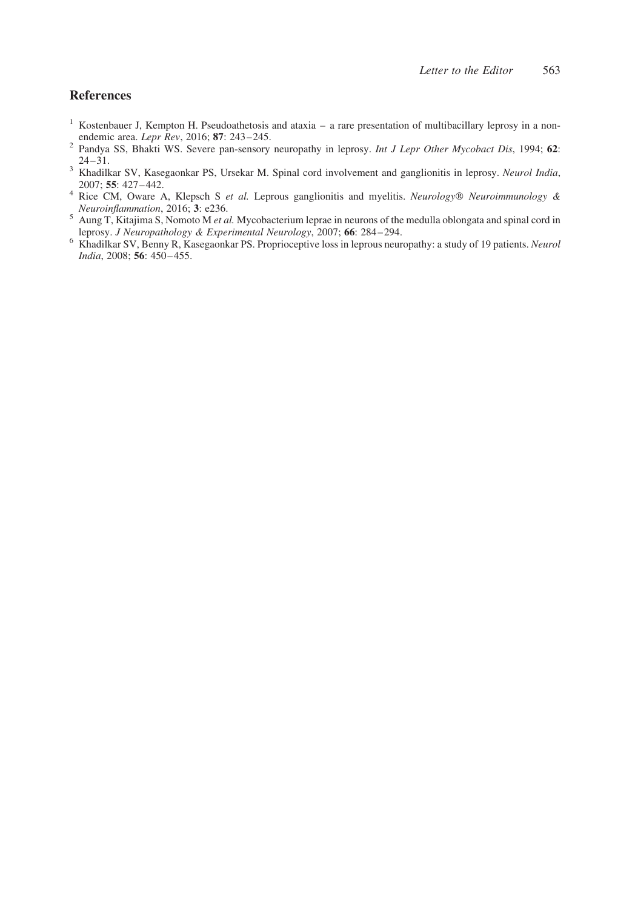## References

1. Kostenbauer J, Kempton H. Pseudoathetosis and ataxia – a rare presentation of multibacillary leprosy in a non-endemic area. *Lepr Rev*, 2016; **87**: 243–245.
2. Pandya SS, Bhakti WS. Severe pan-sensory neuropathy in leprosy. *Int J Lepr Other Mycobact Dis*, 1994; **62**: 24–31.
3. Khadilkar SV, Kasegaonkar PS, Ursekar M. Spinal cord involvement and ganglionitis in leprosy. *Neurol India*, 2007; **55**: 427–442.
4. Rice CM, Oware A, Klepsch S *et al.* Leprous ganglionitis and myelitis. *Neurology® Neuroimmunology & Neuroinflammation*, 2016; **3**: e236.
5. Aung T, Kitajima S, Nomoto M *et al.* Mycobacterium leprae in neurons of the medulla oblongata and spinal cord in leprosy. *J Neuropathology & Experimental Neurology*, 2007; **66**: 284–294.
6. Khadilkar SV, Benny R, Kasegaonkar PS. Proprioceptive loss in leprous neuropathy: a study of 19 patients. *Neurol India*, 2008; **56**: 450–455.